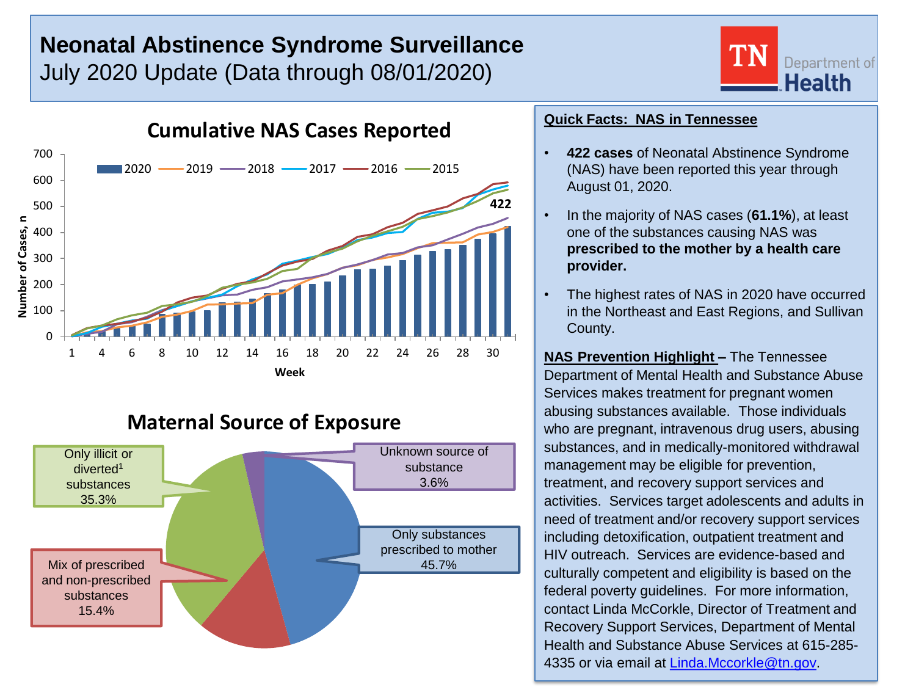# Neonatal Abstinence Syndrome Surveillance

July 2020 Update (Data through 08/01/2020)

TN Department of Health

## Cumulative NAS Cases Reported

Legend: 2020, 2019, 2018, 2017, 2016, 2015

Number of Cases, n (0–700) by Week (1–30); 2020 cumulative: 422

## Maternal Source of Exposure

- Only substances prescribed to mother 45.7%
- Only illicit or diverted[1] substances 35.3%
- Mix of prescribed and non-prescribed substances 15.4%
- Unknown source of substance 3.6%

## Quick Facts: NAS in Tennessee

- **422 cases** of Neonatal Abstinence Syndrome (NAS) have been reported this year through August 01, 2020.
- In the majority of NAS cases (**61.1%**), at least one of the substances causing NAS was **prescribed to the mother by a health care provider.**
- The highest rates of NAS in 2020 have occurred in the Northeast and East Regions, and Sullivan County.

**NAS Prevention Highlight –** The Tennessee Department of Mental Health and Substance Abuse Services makes treatment for pregnant women abusing substances available. Those individuals who are pregnant, intravenous drug users, abusing substances, and in medically-monitored withdrawal management may be eligible for prevention, treatment, and recovery support services and activities. Services target adolescents and adults in need of treatment and/or recovery support services including detoxification, outpatient treatment and HIV outreach. Services are evidence-based and culturally competent and eligibility is based on the federal poverty guidelines. For more information, contact Linda McCorkle, Director of Treatment and Recovery Support Services, Department of Mental Health and Substance Abuse Services at 615-285-4335 or via email at Linda.Mccorkle@tn.gov.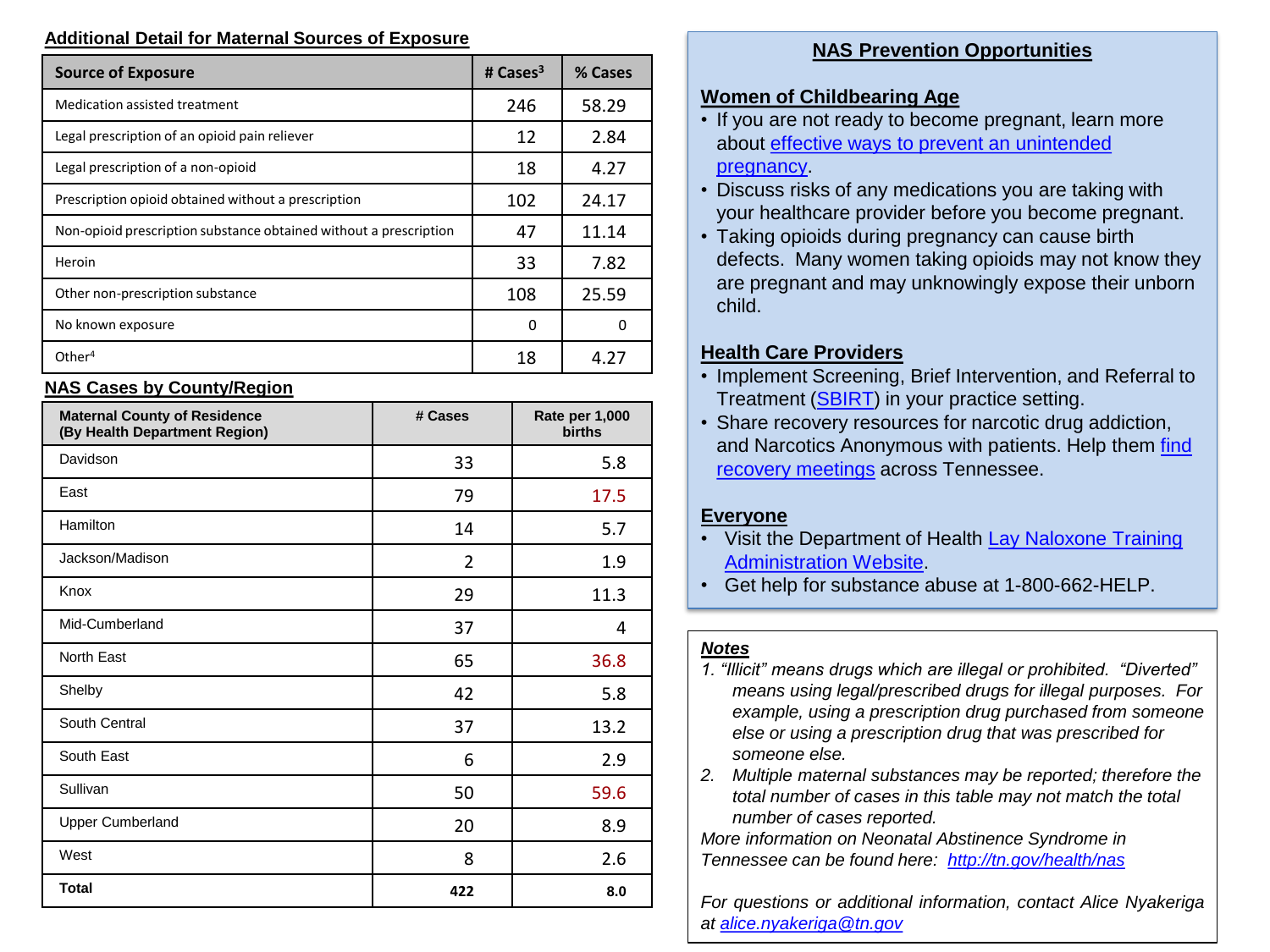## Additional Detail for Maternal Sources of Exposure

| Source of Exposure | # Cases[3] | % Cases |
|---|---|---|
| Medication assisted treatment | 246 | 58.29 |
| Legal prescription of an opioid pain reliever | 12 | 2.84 |
| Legal prescription of a non-opioid | 18 | 4.27 |
| Prescription opioid obtained without a prescription | 102 | 24.17 |
| Non-opioid prescription substance obtained without a prescription | 47 | 11.14 |
| Heroin | 33 | 7.82 |
| Other non-prescription substance | 108 | 25.59 |
| No known exposure | 0 | 0 |
| Other[4] | 18 | 4.27 |

## NAS Cases by County/Region

| Maternal County of Residence (By Health Department Region) | # Cases | Rate per 1,000 births |
|---|---|---|
| Davidson | 33 | 5.8 |
| East | 79 | 17.5 |
| Hamilton | 14 | 5.7 |
| Jackson/Madison | 2 | 1.9 |
| Knox | 29 | 11.3 |
| Mid-Cumberland | 37 | 4 |
| North East | 65 | 36.8 |
| Shelby | 42 | 5.8 |
| South Central | 37 | 13.2 |
| South East | 6 | 2.9 |
| Sullivan | 50 | 59.6 |
| Upper Cumberland | 20 | 8.9 |
| West | 8 | 2.6 |
| **Total** | **422** | **8.0** |

## NAS Prevention Opportunities

### Women of Childbearing Age

- If you are not ready to become pregnant, learn more about effective ways to prevent an unintended pregnancy.
- Discuss risks of any medications you are taking with your healthcare provider before you become pregnant.
- Taking opioids during pregnancy can cause birth defects. Many women taking opioids may not know they are pregnant and may unknowingly expose their unborn child.

### Health Care Providers

- Implement Screening, Brief Intervention, and Referral to Treatment (SBIRT) in your practice setting.
- Share recovery resources for narcotic drug addiction, and Narcotics Anonymous with patients. Help them find recovery meetings across Tennessee.

### Everyone

- Visit the Department of Health Lay Naloxone Training Administration Website.
- Get help for substance abuse at 1-800-662-HELP.

### *Notes*

*1. "Illicit" means drugs which are illegal or prohibited. "Diverted" means using legal/prescribed drugs for illegal purposes. For example, using a prescription drug purchased from someone else or using a prescription drug that was prescribed for someone else.*

*2. Multiple maternal substances may be reported; therefore the total number of cases in this table may not match the total number of cases reported.*

*More information on Neonatal Abstinence Syndrome in Tennessee can be found here: http://tn.gov/health/nas*

*For questions or additional information, contact Alice Nyakeriga at alice.nyakeriga@tn.gov*